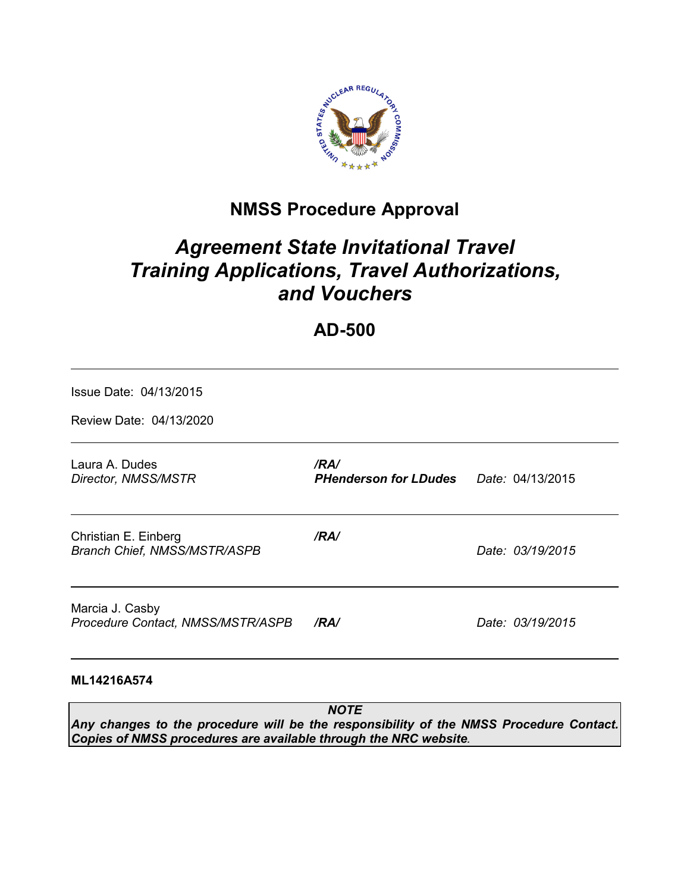# NMSS Procedure Approval

## *Agreement State Invitational Travel Training Applications, Travel Authorizations, and Vouchers*

## AD-500

---

Issue Date: 04/13/2015

Review Date: 04/13/2020

---

| | | |
|---|---|---|
| Laura A. Dudes<br>*Director, NMSS/MSTR* | ***/RA/***<br>***PHenderson for LDudes*** | *Date:* 04/13/2015 |
| Christian E. Einberg<br>*Branch Chief, NMSS/MSTR/ASPB* | ***/RA/*** | *Date: 03/19/2015* |
| Marcia J. Casby<br>*Procedure Contact, NMSS/MSTR/ASPB* | ***/RA/*** | *Date: 03/19/2015* |

---

**ML14216A574**

> ***NOTE***
> ***Any changes to the procedure will be the responsibility of the NMSS Procedure Contact. Copies of NMSS procedures are available through the NRC website.***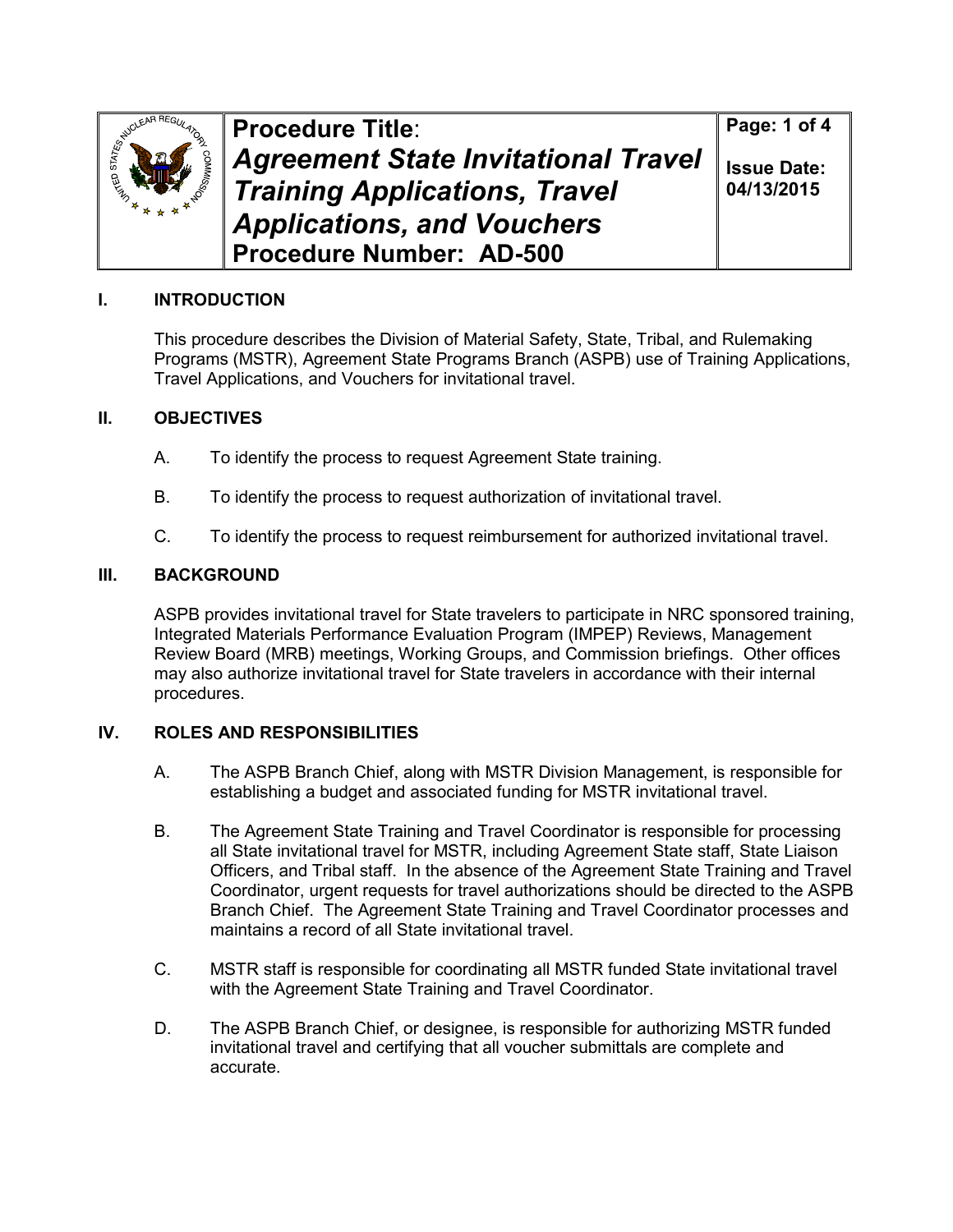| | Procedure Title: *Agreement State Invitational Travel Training Applications, Travel Applications, and Vouchers* **Procedure Number: AD-500** | Page: 1 of 4 Issue Date: 04/13/2015 |
|---|---|---|

## I. INTRODUCTION

This procedure describes the Division of Material Safety, State, Tribal, and Rulemaking Programs (MSTR), Agreement State Programs Branch (ASPB) use of Training Applications, Travel Applications, and Vouchers for invitational travel.

## II. OBJECTIVES

A. To identify the process to request Agreement State training.

B. To identify the process to request authorization of invitational travel.

C. To identify the process to request reimbursement for authorized invitational travel.

## III. BACKGROUND

ASPB provides invitational travel for State travelers to participate in NRC sponsored training, Integrated Materials Performance Evaluation Program (IMPEP) Reviews, Management Review Board (MRB) meetings, Working Groups, and Commission briefings. Other offices may also authorize invitational travel for State travelers in accordance with their internal procedures.

## IV. ROLES AND RESPONSIBILITIES

A. The ASPB Branch Chief, along with MSTR Division Management, is responsible for establishing a budget and associated funding for MSTR invitational travel.

B. The Agreement State Training and Travel Coordinator is responsible for processing all State invitational travel for MSTR, including Agreement State staff, State Liaison Officers, and Tribal staff. In the absence of the Agreement State Training and Travel Coordinator, urgent requests for travel authorizations should be directed to the ASPB Branch Chief. The Agreement State Training and Travel Coordinator processes and maintains a record of all State invitational travel.

C. MSTR staff is responsible for coordinating all MSTR funded State invitational travel with the Agreement State Training and Travel Coordinator.

D. The ASPB Branch Chief, or designee, is responsible for authorizing MSTR funded invitational travel and certifying that all voucher submittals are complete and accurate.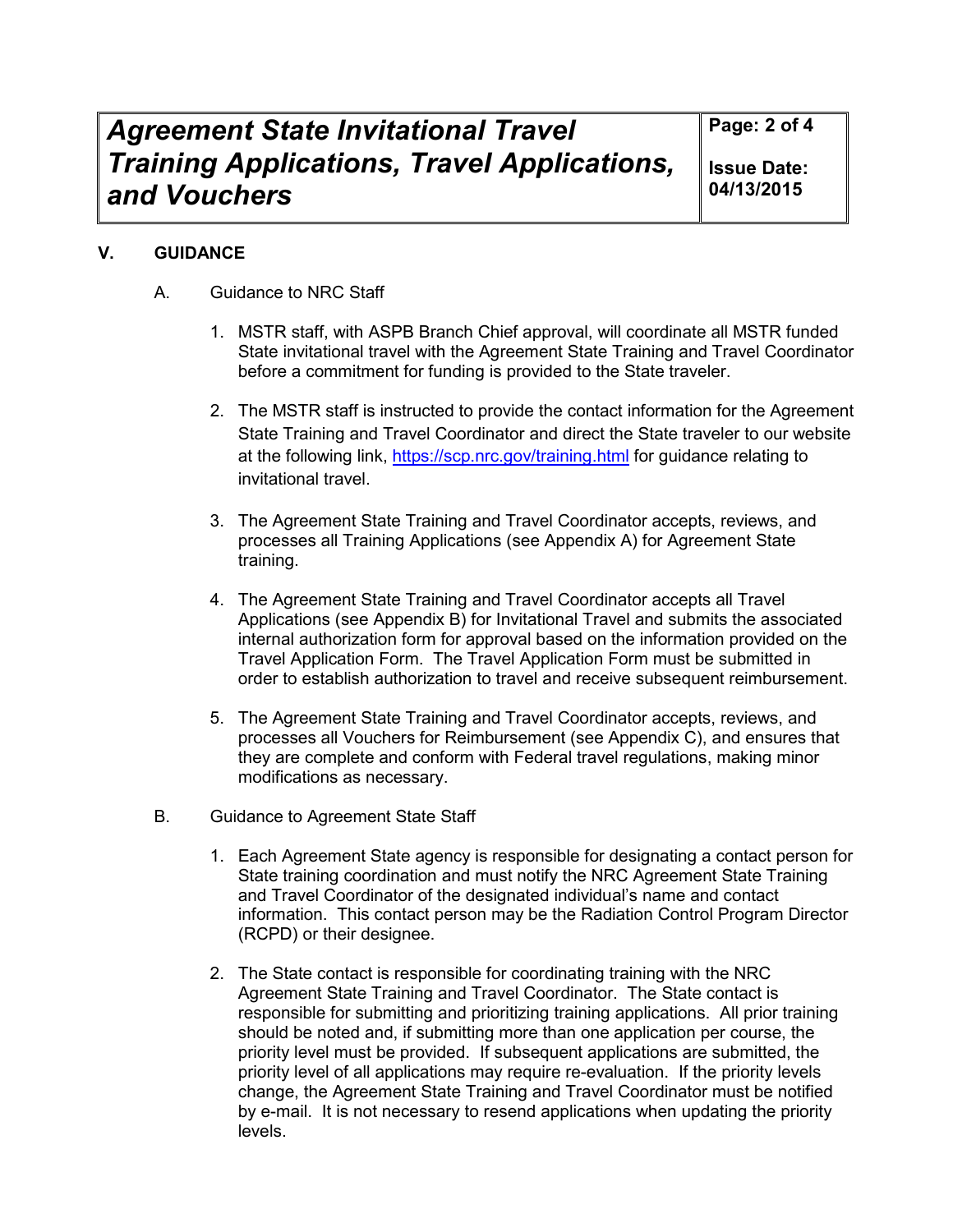## V. GUIDANCE

A. Guidance to NRC Staff

1. MSTR staff, with ASPB Branch Chief approval, will coordinate all MSTR funded State invitational travel with the Agreement State Training and Travel Coordinator before a commitment for funding is provided to the State traveler.

2. The MSTR staff is instructed to provide the contact information for the Agreement State Training and Travel Coordinator and direct the State traveler to our website at the following link, https://scp.nrc.gov/training.html for guidance relating to invitational travel.

3. The Agreement State Training and Travel Coordinator accepts, reviews, and processes all Training Applications (see Appendix A) for Agreement State training.

4. The Agreement State Training and Travel Coordinator accepts all Travel Applications (see Appendix B) for Invitational Travel and submits the associated internal authorization form for approval based on the information provided on the Travel Application Form. The Travel Application Form must be submitted in order to establish authorization to travel and receive subsequent reimbursement.

5. The Agreement State Training and Travel Coordinator accepts, reviews, and processes all Vouchers for Reimbursement (see Appendix C), and ensures that they are complete and conform with Federal travel regulations, making minor modifications as necessary.

B. Guidance to Agreement State Staff

1. Each Agreement State agency is responsible for designating a contact person for State training coordination and must notify the NRC Agreement State Training and Travel Coordinator of the designated individual's name and contact information. This contact person may be the Radiation Control Program Director (RCPD) or their designee.

2. The State contact is responsible for coordinating training with the NRC Agreement State Training and Travel Coordinator. The State contact is responsible for submitting and prioritizing training applications. All prior training should be noted and, if submitting more than one application per course, the priority level must be provided. If subsequent applications are submitted, the priority level of all applications may require re-evaluation. If the priority levels change, the Agreement State Training and Travel Coordinator must be notified by e-mail. It is not necessary to resend applications when updating the priority levels.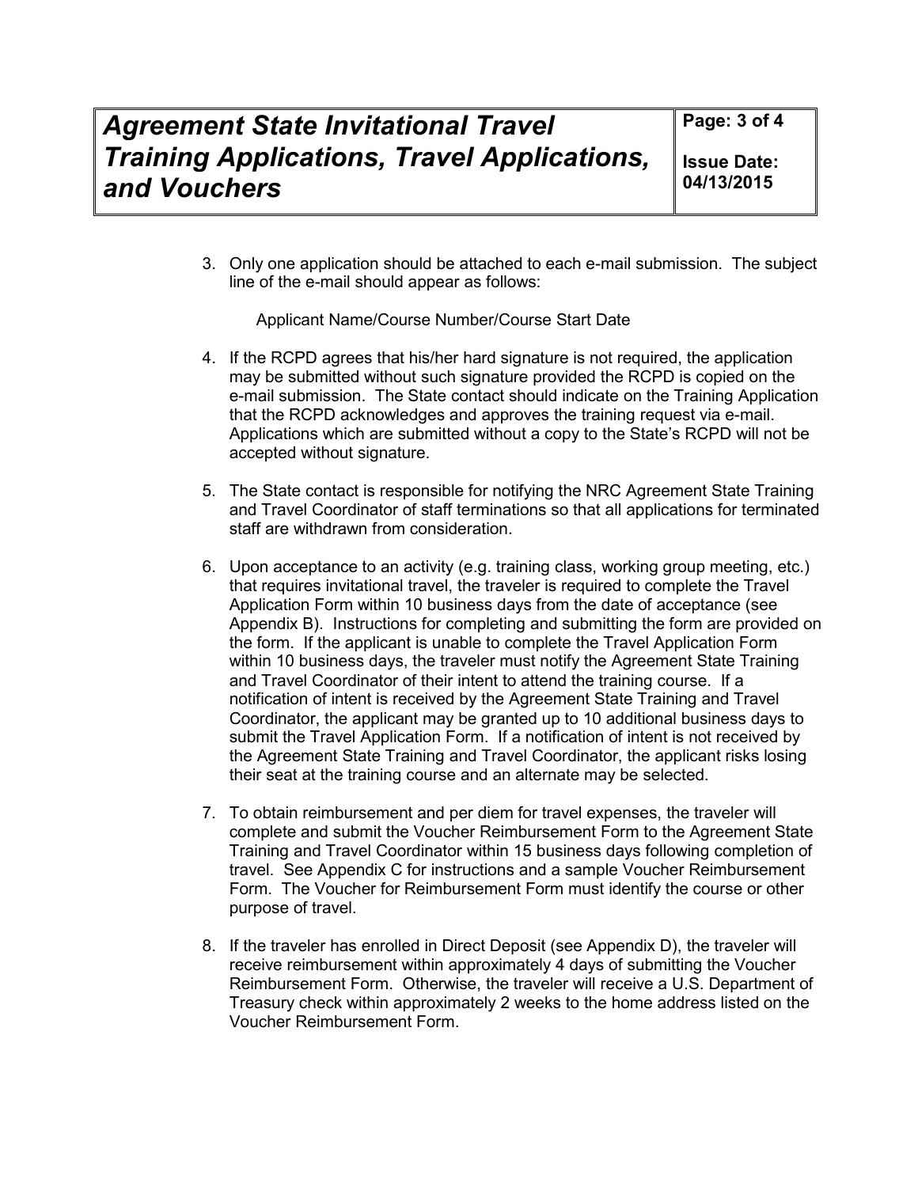3. Only one application should be attached to each e-mail submission. The subject line of the e-mail should appear as follows:

   Applicant Name/Course Number/Course Start Date

4. If the RCPD agrees that his/her hard signature is not required, the application may be submitted without such signature provided the RCPD is copied on the e-mail submission. The State contact should indicate on the Training Application that the RCPD acknowledges and approves the training request via e-mail. Applications which are submitted without a copy to the State's RCPD will not be accepted without signature.

5. The State contact is responsible for notifying the NRC Agreement State Training and Travel Coordinator of staff terminations so that all applications for terminated staff are withdrawn from consideration.

6. Upon acceptance to an activity (e.g. training class, working group meeting, etc.) that requires invitational travel, the traveler is required to complete the Travel Application Form within 10 business days from the date of acceptance (see Appendix B). Instructions for completing and submitting the form are provided on the form. If the applicant is unable to complete the Travel Application Form within 10 business days, the traveler must notify the Agreement State Training and Travel Coordinator of their intent to attend the training course. If a notification of intent is received by the Agreement State Training and Travel Coordinator, the applicant may be granted up to 10 additional business days to submit the Travel Application Form. If a notification of intent is not received by the Agreement State Training and Travel Coordinator, the applicant risks losing their seat at the training course and an alternate may be selected.

7. To obtain reimbursement and per diem for travel expenses, the traveler will complete and submit the Voucher Reimbursement Form to the Agreement State Training and Travel Coordinator within 15 business days following completion of travel. See Appendix C for instructions and a sample Voucher Reimbursement Form. The Voucher for Reimbursement Form must identify the course or other purpose of travel.

8. If the traveler has enrolled in Direct Deposit (see Appendix D), the traveler will receive reimbursement within approximately 4 days of submitting the Voucher Reimbursement Form. Otherwise, the traveler will receive a U.S. Department of Treasury check within approximately 2 weeks to the home address listed on the Voucher Reimbursement Form.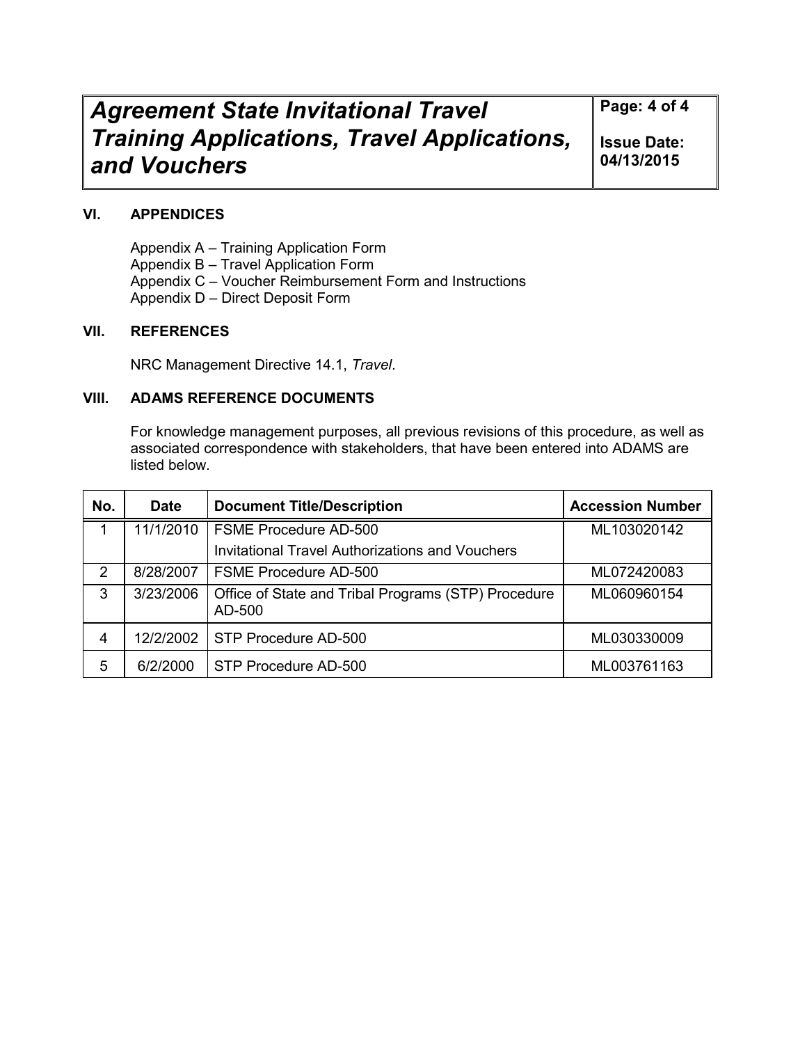### VI. APPENDICES

Appendix A – Training Application Form
Appendix B – Travel Application Form
Appendix C – Voucher Reimbursement Form and Instructions
Appendix D – Direct Deposit Form

### VII. REFERENCES

NRC Management Directive 14.1, *Travel*.

### VIII. ADAMS REFERENCE DOCUMENTS

For knowledge management purposes, all previous revisions of this procedure, as well as associated correspondence with stakeholders, that have been entered into ADAMS are listed below.

| No. | Date | Document Title/Description | Accession Number |
|---|---|---|---|
| 1 | 11/1/2010 | FSME Procedure AD-500 Invitational Travel Authorizations and Vouchers | ML103020142 |
| 2 | 8/28/2007 | FSME Procedure AD-500 | ML072420083 |
| 3 | 3/23/2006 | Office of State and Tribal Programs (STP) Procedure AD-500 | ML060960154 |
| 4 | 12/2/2002 | STP Procedure AD-500 | ML030330009 |
| 5 | 6/2/2000 | STP Procedure AD-500 | ML003761163 |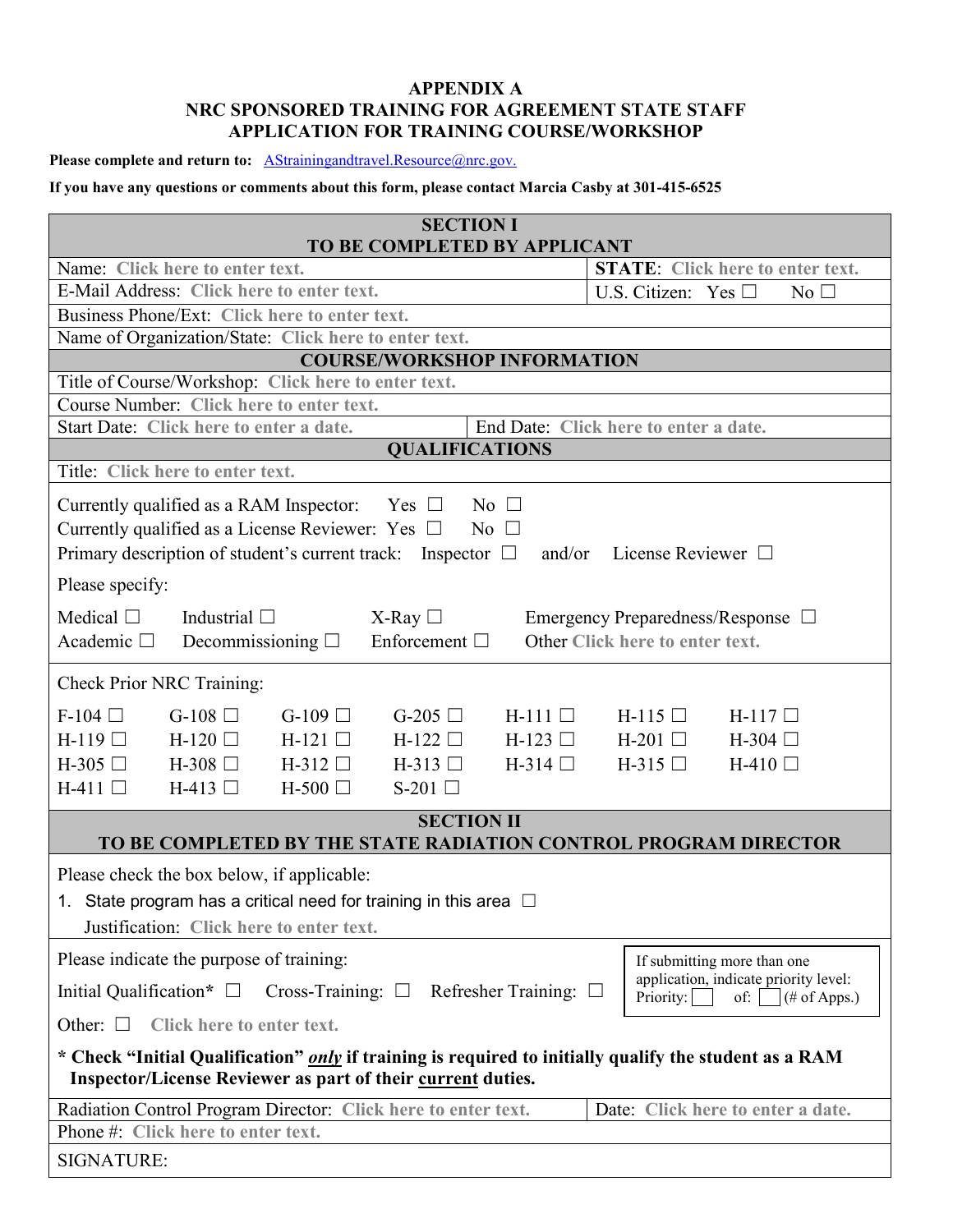# APPENDIX A
# NRC SPONSORED TRAINING FOR AGREEMENT STATE STAFF
# APPLICATION FOR TRAINING COURSE/WORKSHOP

**Please complete and return to:** AStrainingandtravel.Resource@nrc.gov.

**If you have any questions or comments about this form, please contact Marcia Casby at 301-415-6525**

## SECTION I
## TO BE COMPLETED BY APPLICANT

| | |
|---|---|
| Name: Click here to enter text. | **STATE**: Click here to enter text. |
| E-Mail Address: Click here to enter text. | U.S. Citizen: Yes ☐ No ☐ |
| Business Phone/Ext: Click here to enter text. | |
| Name of Organization/State: Click here to enter text. | |

### COURSE/WORKSHOP INFORMATION

| | |
|---|---|
| Title of Course/Workshop: Click here to enter text. | |
| Course Number: Click here to enter text. | |
| Start Date: Click here to enter a date. | End Date: Click here to enter a date. |

### QUALIFICATIONS

Title: Click here to enter text.

Currently qualified as a RAM Inspector: Yes ☐ No ☐
Currently qualified as a License Reviewer: Yes ☐ No ☐
Primary description of student's current track: Inspector ☐ and/or License Reviewer ☐

Please specify:

| | | | |
|---|---|---|---|
| Medical ☐ | Industrial ☐ | X-Ray ☐ | Emergency Preparedness/Response ☐ |
| Academic ☐ | Decommissioning ☐ | Enforcement ☐ | Other Click here to enter text. |

Check Prior NRC Training:

| | | | | | | |
|---|---|---|---|---|---|---|
| F-104 ☐ | G-108 ☐ | G-109 ☐ | G-205 ☐ | H-111 ☐ | H-115 ☐ | H-117 ☐ |
| H-119 ☐ | H-120 ☐ | H-121 ☐ | H-122 ☐ | H-123 ☐ | H-201 ☐ | H-304 ☐ |
| H-305 ☐ | H-308 ☐ | H-312 ☐ | H-313 ☐ | H-314 ☐ | H-315 ☐ | H-410 ☐ |
| H-411 ☐ | H-413 ☐ | H-500 ☐ | S-201 ☐ | | | |

## SECTION II
## TO BE COMPLETED BY THE STATE RADIATION CONTROL PROGRAM DIRECTOR

Please check the box below, if applicable:

1. State program has a critical need for training in this area ☐

   Justification: Click here to enter text.

Please indicate the purpose of training:

Initial Qualification* ☐ Cross-Training: ☐ Refresher Training: ☐

Other: ☐ Click here to enter text.

If submitting more than one application, indicate priority level: Priority: ☐ of: ☐ (# of Apps.)

**\* Check "Initial Qualification" *only* if training is required to initially qualify the student as a RAM Inspector/License Reviewer as part of their current duties.**

| | |
|---|---|
| Radiation Control Program Director: Click here to enter text. | Date: Click here to enter a date. |
| Phone #: Click here to enter text. | |
| SIGNATURE: | |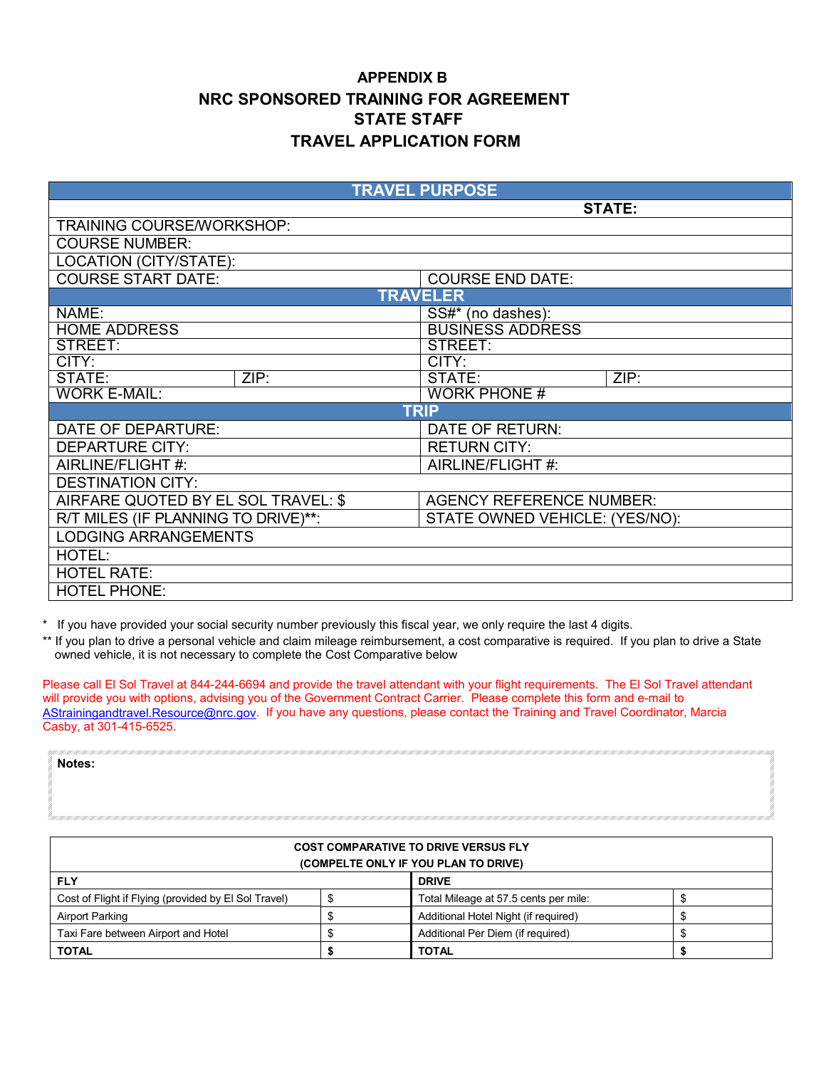# APPENDIX B
# NRC SPONSORED TRAINING FOR AGREEMENT STATE STAFF
# TRAVEL APPLICATION FORM

| TRAVEL PURPOSE | | | |
|---|---|---|---|
| | | STATE: | |
| TRAINING COURSE/WORKSHOP: | | | |
| COURSE NUMBER: | | | |
| LOCATION (CITY/STATE): | | | |
| COURSE START DATE: | | COURSE END DATE: | |
| **TRAVELER** | | | |
| NAME: | | SS#* (no dashes): | |
| HOME ADDRESS | | BUSINESS ADDRESS | |
| STREET: | | STREET: | |
| CITY: | | CITY: | |
| STATE: | ZIP: | STATE: | ZIP: |
| WORK E-MAIL: | | WORK PHONE # | |
| **TRIP** | | | |
| DATE OF DEPARTURE: | | DATE OF RETURN: | |
| DEPARTURE CITY: | | RETURN CITY: | |
| AIRLINE/FLIGHT #: | | AIRLINE/FLIGHT #: | |
| DESTINATION CITY: | | | |
| AIRFARE QUOTED BY EL SOL TRAVEL: $ | | AGENCY REFERENCE NUMBER: | |
| R/T MILES (IF PLANNING TO DRIVE)**: | | STATE OWNED VEHICLE: (YES/NO): | |
| LODGING ARRANGEMENTS | | | |
| HOTEL: | | | |
| HOTEL RATE: | | | |
| HOTEL PHONE: | | | |

\* If you have provided your social security number previously this fiscal year, we only require the last 4 digits.

\*\* If you plan to drive a personal vehicle and claim mileage reimbursement, a cost comparative is required. If you plan to drive a State owned vehicle, it is not necessary to complete the Cost Comparative below

Please call El Sol Travel at 844-244-6694 and provide the travel attendant with your flight requirements. The El Sol Travel attendant will provide you with options, advising you of the Government Contract Carrier. Please complete this form and e-mail to AStrainingandtravel.Resource@nrc.gov. If you have any questions, please contact the Training and Travel Coordinator, Marcia Casby, at 301-415-6525.

**Notes:**

| COST COMPARATIVE TO DRIVE VERSUS FLY (COMPELTE ONLY IF YOU PLAN TO DRIVE) | | | |
|---|---|---|---|
| **FLY** | | **DRIVE** | |
| Cost of Flight if Flying (provided by El Sol Travel) | $ | Total Mileage at 57.5 cents per mile: | $ |
| Airport Parking | $ | Additional Hotel Night (if required) | $ |
| Taxi Fare between Airport and Hotel | $ | Additional Per Diem (if required) | $ |
| **TOTAL** | **$** | **TOTAL** | **$** |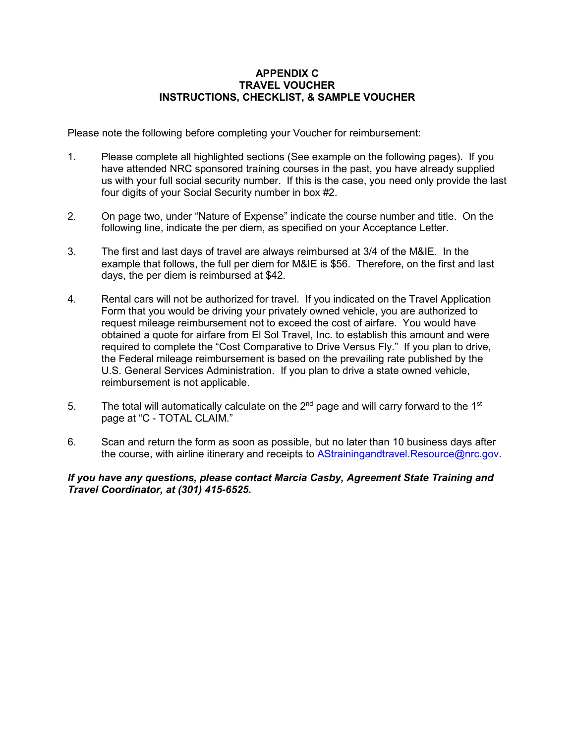# APPENDIX C
## TRAVEL VOUCHER
## INSTRUCTIONS, CHECKLIST, & SAMPLE VOUCHER

Please note the following before completing your Voucher for reimbursement:

1. Please complete all highlighted sections (See example on the following pages). If you have attended NRC sponsored training courses in the past, you have already supplied us with your full social security number. If this is the case, you need only provide the last four digits of your Social Security number in box #2.

2. On page two, under "Nature of Expense" indicate the course number and title. On the following line, indicate the per diem, as specified on your Acceptance Letter.

3. The first and last days of travel are always reimbursed at 3/4 of the M&IE. In the example that follows, the full per diem for M&IE is $56. Therefore, on the first and last days, the per diem is reimbursed at $42.

4. Rental cars will not be authorized for travel. If you indicated on the Travel Application Form that you would be driving your privately owned vehicle, you are authorized to request mileage reimbursement not to exceed the cost of airfare. You would have obtained a quote for airfare from El Sol Travel, Inc. to establish this amount and were required to complete the "Cost Comparative to Drive Versus Fly." If you plan to drive, the Federal mileage reimbursement is based on the prevailing rate published by the U.S. General Services Administration. If you plan to drive a state owned vehicle, reimbursement is not applicable.

5. The total will automatically calculate on the 2nd page and will carry forward to the 1st page at "C - TOTAL CLAIM."

6. Scan and return the form as soon as possible, but no later than 10 business days after the course, with airline itinerary and receipts to AStrainingandtravel.Resource@nrc.gov.

***If you have any questions, please contact Marcia Casby, Agreement State Training and Travel Coordinator, at (301) 415-6525.***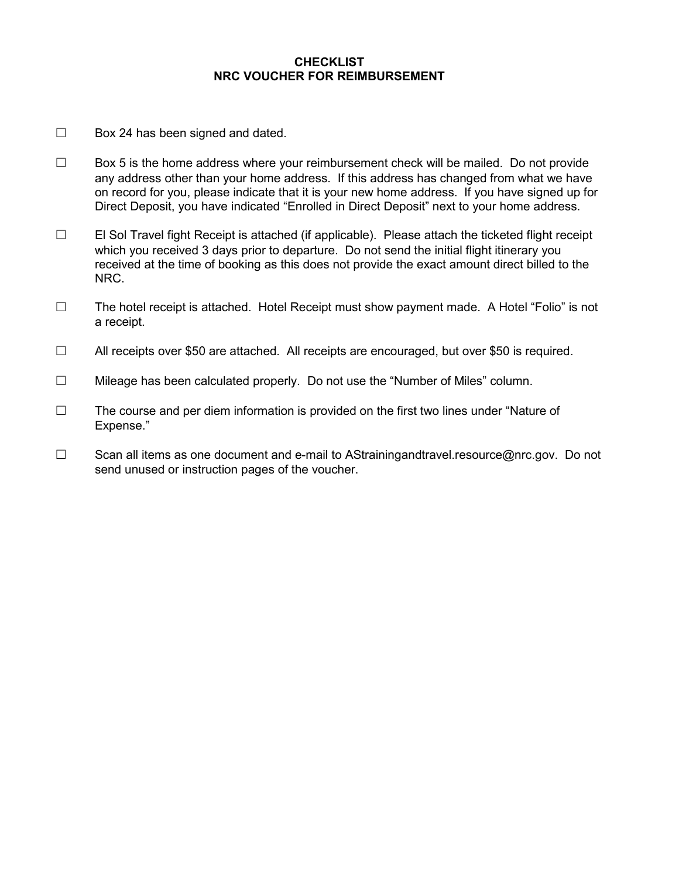# CHECKLIST
# NRC VOUCHER FOR REIMBURSEMENT

☐ Box 24 has been signed and dated.

☐ Box 5 is the home address where your reimbursement check will be mailed. Do not provide any address other than your home address. If this address has changed from what we have on record for you, please indicate that it is your new home address. If you have signed up for Direct Deposit, you have indicated "Enrolled in Direct Deposit" next to your home address.

☐ El Sol Travel fight Receipt is attached (if applicable). Please attach the ticketed flight receipt which you received 3 days prior to departure. Do not send the initial flight itinerary you received at the time of booking as this does not provide the exact amount direct billed to the NRC.

☐ The hotel receipt is attached. Hotel Receipt must show payment made. A Hotel "Folio" is not a receipt.

☐ All receipts over $50 are attached. All receipts are encouraged, but over $50 is required.

☐ Mileage has been calculated properly. Do not use the "Number of Miles" column.

☐ The course and per diem information is provided on the first two lines under "Nature of Expense."

☐ Scan all items as one document and e-mail to AStrainingandtravel.resource@nrc.gov. Do not send unused or instruction pages of the voucher.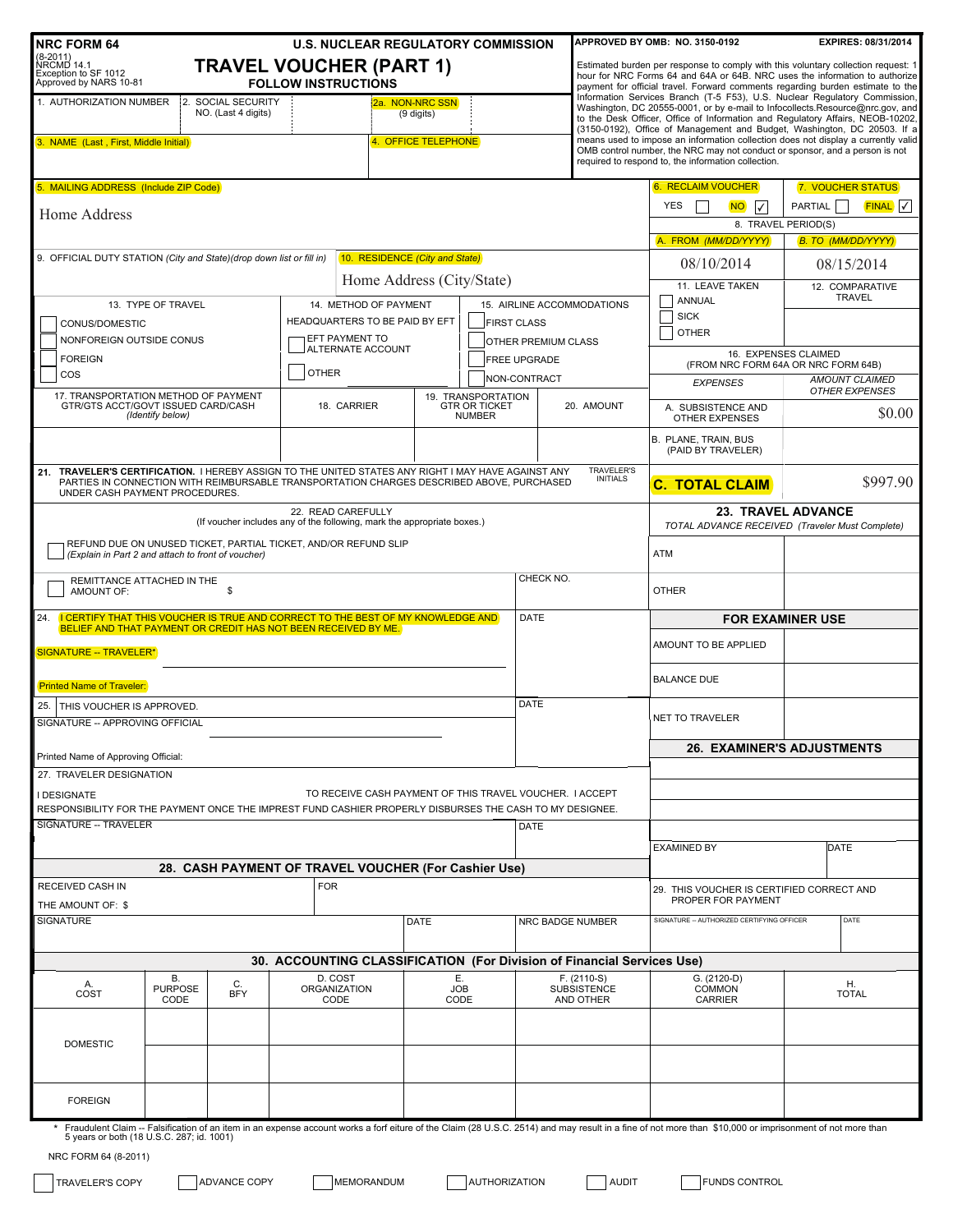**NRC FORM 64**
(8-2011)
NRCMD 14.1
Exception to SF 1012
Approved by NARS 10-81

**U.S. NUCLEAR REGULATORY COMMISSION**

# TRAVEL VOUCHER (PART 1)

**FOLLOW INSTRUCTIONS**

**APPROVED BY OMB: NO. 3150-0192** **EXPIRES: 08/31/2014**

Estimated burden per response to comply with this voluntary collection request: 1 hour for NRC Forms 64 and 64A or 64B. NRC uses the information to authorize payment for official travel. Forward comments regarding burden estimate to the Information Services Branch (T-5 F53), U.S. Nuclear Regulatory Commission, Washington, DC 20555-0001, or by e-mail to Infocollects.Resource@nrc.gov, and to the Desk Officer, Office of Information and Regulatory Affairs, NEOB-10202, (3150-0192), Office of Management and Budget, Washington, DC 20503. If a means used to impose an information collection does not display a currently valid OMB control number, the NRC may not conduct or sponsor, and a person is not required to respond to, the information collection.

| 1. AUTHORIZATION NUMBER | 2. SOCIAL SECURITY NO. (Last 4 digits) | 2a. NON-NRC SSN (9 digits) |
|---|---|---|
| | | |

| 3. NAME (Last, First, Middle Initial) | 4. OFFICE TELEPHONE |
|---|---|
| | |

5. MAILING ADDRESS (Include ZIP Code)

Home Address

| 6. RECLAIM VOUCHER | 7. VOUCHER STATUS |
|---|---|
| YES ☐ NO ☑ | PARTIAL ☐ FINAL ☑ |

| 8. TRAVEL PERIOD(S) | |
|---|---|
| A. FROM (MM/DD/YYYY) | B. TO (MM/DD/YYYY) |
| 08/10/2014 | 08/15/2014 |

9. OFFICIAL DUTY STATION (City and State)(drop down list or fill in)

10. RESIDENCE (City and State): Home Address (City/State)

| 11. LEAVE TAKEN | 12. COMPARATIVE TRAVEL |
|---|---|
| ☐ ANNUAL ☐ SICK ☐ OTHER | |

| 13. TYPE OF TRAVEL | 14. METHOD OF PAYMENT | 15. AIRLINE ACCOMMODATIONS |
|---|---|---|
| ☐ CONUS/DOMESTIC | HEADQUARTERS TO BE PAID BY EFT | ☐ FIRST CLASS |
| ☐ NONFOREIGN OUTSIDE CONUS | ☐ EFT PAYMENT TO ALTERNATE ACCOUNT | ☐ OTHER PREMIUM CLASS |
| ☐ FOREIGN | | ☐ FREE UPGRADE |
| ☐ COS | ☐ OTHER | ☐ NON-CONTRACT |

| 17. TRANSPORTATION METHOD OF PAYMENT GTR/GTS ACCT/GOVT ISSUED CARD/CASH (Identify below) | 18. CARRIER | 19. TRANSPORTATION GTR OR TICKET NUMBER | 20. AMOUNT |
|---|---|---|---|
| | | | |

| 16. EXPENSES CLAIMED (FROM NRC FORM 64A OR NRC FORM 64B) | |
|---|---|
| EXPENSES | AMOUNT CLAIMED OTHER EXPENSES |
| A. SUBSISTENCE AND OTHER EXPENSES | $0.00 |
| B. PLANE, TRAIN, BUS (PAID BY TRAVELER) | |
| **C. TOTAL CLAIM** | $997.90 |

21. **TRAVELER'S CERTIFICATION.** I HEREBY ASSIGN TO THE UNITED STATES ANY RIGHT I MAY HAVE AGAINST ANY PARTIES IN CONNECTION WITH REIMBURSABLE TRANSPORTATION CHARGES DESCRIBED ABOVE, PURCHASED UNDER CASH PAYMENT PROCEDURES. TRAVELER'S INITIALS

22. READ CAREFULLY
(If voucher includes any of the following, mark the appropriate boxes.)

☐ REFUND DUE ON UNUSED TICKET, PARTIAL TICKET, AND/OR REFUND SLIP (Explain in Part 2 and attach to front of voucher)

☐ REMITTANCE ATTACHED IN THE AMOUNT OF: $ CHECK NO.

| **23. TRAVEL ADVANCE** TOTAL ADVANCE RECEIVED (Traveler Must Complete) | |
|---|---|
| ATM | |
| OTHER | |

24. I CERTIFY THAT THIS VOUCHER IS TRUE AND CORRECT TO THE BEST OF MY KNOWLEDGE AND BELIEF AND THAT PAYMENT OR CREDIT HAS NOT BEEN RECEIVED BY ME. DATE

SIGNATURE -- TRAVELER*

Printed Name of Traveler:

25. THIS VOUCHER IS APPROVED. DATE

SIGNATURE -- APPROVING OFFICIAL

Printed Name of Approving Official:

| **FOR EXAMINER USE** | |
|---|---|
| AMOUNT TO BE APPLIED | |
| BALANCE DUE | |
| NET TO TRAVELER | |

**26. EXAMINER'S ADJUSTMENTS**

EXAMINED BY DATE

27. TRAVELER DESIGNATION

I DESIGNATE TO RECEIVE CASH PAYMENT OF THIS TRAVEL VOUCHER. I ACCEPT RESPONSIBILITY FOR THE PAYMENT ONCE THE IMPREST FUND CASHIER PROPERLY DISBURSES THE CASH TO MY DESIGNEE.

SIGNATURE -- TRAVELER DATE

**28. CASH PAYMENT OF TRAVEL VOUCHER (For Cashier Use)**

RECEIVED CASH IN THE AMOUNT OF: $ FOR

SIGNATURE DATE NRC BADGE NUMBER

29. THIS VOUCHER IS CERTIFIED CORRECT AND PROPER FOR PAYMENT

SIGNATURE -- AUTHORIZED CERTIFYING OFFICER DATE

**30. ACCOUNTING CLASSIFICATION (For Division of Financial Services Use)**

| A. COST | B. PURPOSE CODE | C. BFY | D. COST ORGANIZATION CODE | E. JOB CODE | F. (2110-S) SUBSISTENCE AND OTHER | G. (2120-D) COMMON CARRIER | H. TOTAL |
|---|---|---|---|---|---|---|---|
| DOMESTIC | | | | | | | |
| | | | | | | | |
| FOREIGN | | | | | | | |

\* Fraudulent Claim -- Falsification of an item in an expense account works a forf eiture of the Claim (28 U.S.C. 2514) and may result in a fine of not more than $10,000 or imprisonment of not more than 5 years or both (18 U.S.C. 287; id. 1001)

NRC FORM 64 (8-2011)

☐ TRAVELER'S COPY ☐ ADVANCE COPY ☐ MEMORANDUM ☐ AUTHORIZATION ☐ AUDIT ☐ FUNDS CONTROL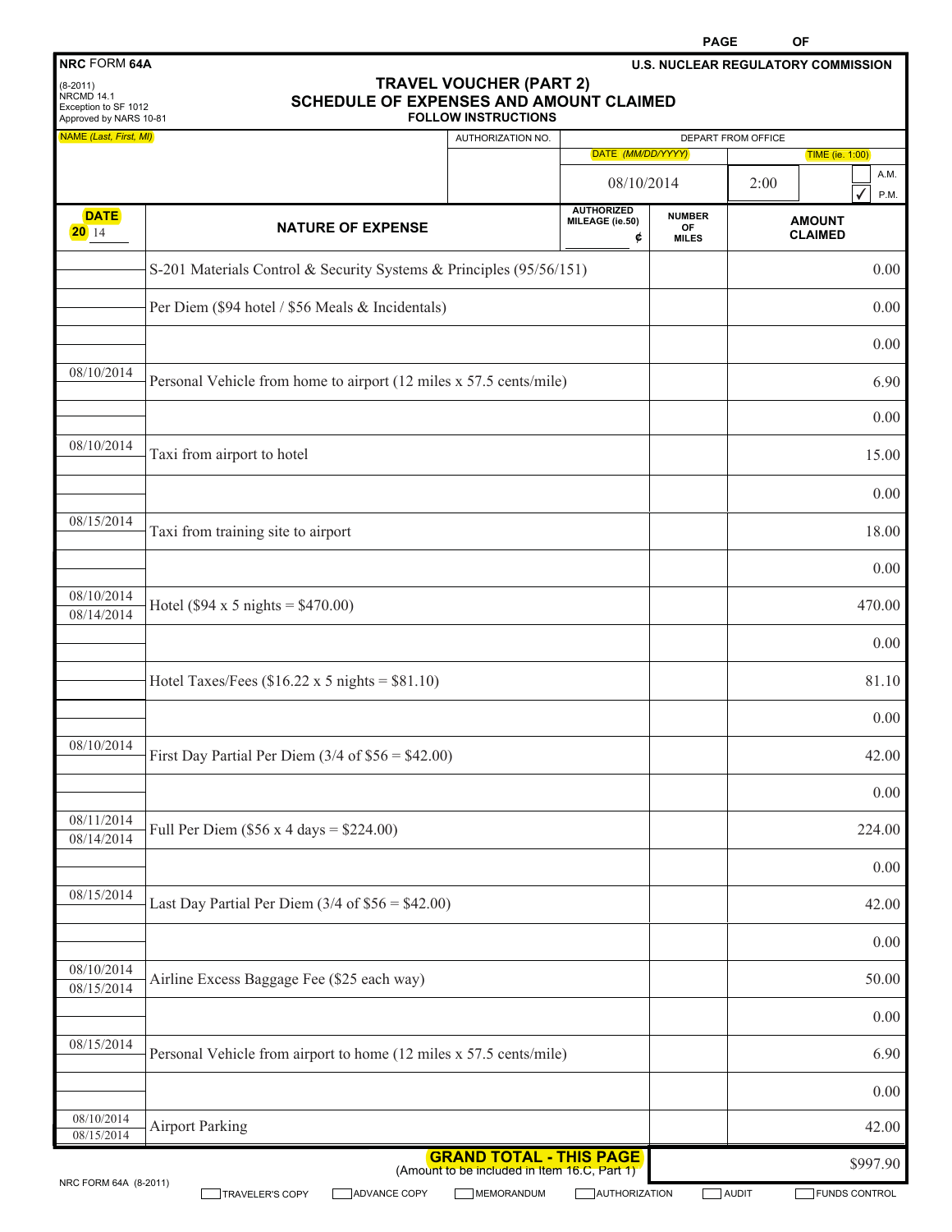PAGE OF

**NRC FORM 64A**

(8-2011)
NRCMD 14.1
Exception to SF 1012
Approved by NARS 10-81

**U.S. NUCLEAR REGULATORY COMMISSION**

# TRAVEL VOUCHER (PART 2)
## SCHEDULE OF EXPENSES AND AMOUNT CLAIMED
**FOLLOW INSTRUCTIONS**

| NAME (Last, First, MI) | AUTHORIZATION NO. | DEPART FROM OFFICE DATE (MM/DD/YYYY) | TIME (ie. 1:00) |
|---|---|---|---|
| | | 08/10/2014 | 2:00 ☐ A.M. ☑ P.M. |

| DATE 20 14 | NATURE OF EXPENSE | AUTHORIZED MILEAGE (ie.50) ¢ | NUMBER OF MILES | AMOUNT CLAIMED |
|---|---|---|---|---|
| | S-201 Materials Control & Security Systems & Principles (95/56/151) | | | 0.00 |
| | Per Diem ($94 hotel / $56 Meals & Incidentals) | | | 0.00 |
| | | | | 0.00 |
| 08/10/2014 | Personal Vehicle from home to airport (12 miles x 57.5 cents/mile) | | | 6.90 |
| | | | | 0.00 |
| 08/10/2014 | Taxi from airport to hotel | | | 15.00 |
| | | | | 0.00 |
| 08/15/2014 | Taxi from training site to airport | | | 18.00 |
| | | | | 0.00 |
| 08/10/2014 08/14/2014 | Hotel ($94 x 5 nights = $470.00) | | | 470.00 |
| | | | | 0.00 |
| | Hotel Taxes/Fees ($16.22 x 5 nights = $81.10) | | | 81.10 |
| | | | | 0.00 |
| 08/10/2014 | First Day Partial Per Diem (3/4 of $56 = $42.00) | | | 42.00 |
| | | | | 0.00 |
| 08/11/2014 08/14/2014 | Full Per Diem ($56 x 4 days = $224.00) | | | 224.00 |
| | | | | 0.00 |
| 08/15/2014 | Last Day Partial Per Diem (3/4 of $56 = $42.00) | | | 42.00 |
| | | | | 0.00 |
| 08/10/2014 08/15/2014 | Airline Excess Baggage Fee ($25 each way) | | | 50.00 |
| | | | | 0.00 |
| 08/15/2014 | Personal Vehicle from airport to home (12 miles x 57.5 cents/mile) | | | 6.90 |
| | | | | 0.00 |
| 08/10/2014 08/15/2014 | Airport Parking | | | 42.00 |
| | **GRAND TOTAL - THIS PAGE** (Amount to be included in Item 16.C, Part 1) | | | $997.90 |

NRC FORM 64A (8-2011)

☐ TRAVEL'S COPY ☐ ADVANCE COPY ☐ MEMORANDUM ☐ AUTHORIZATION ☐ AUDIT ☐ FUNDS CONTROL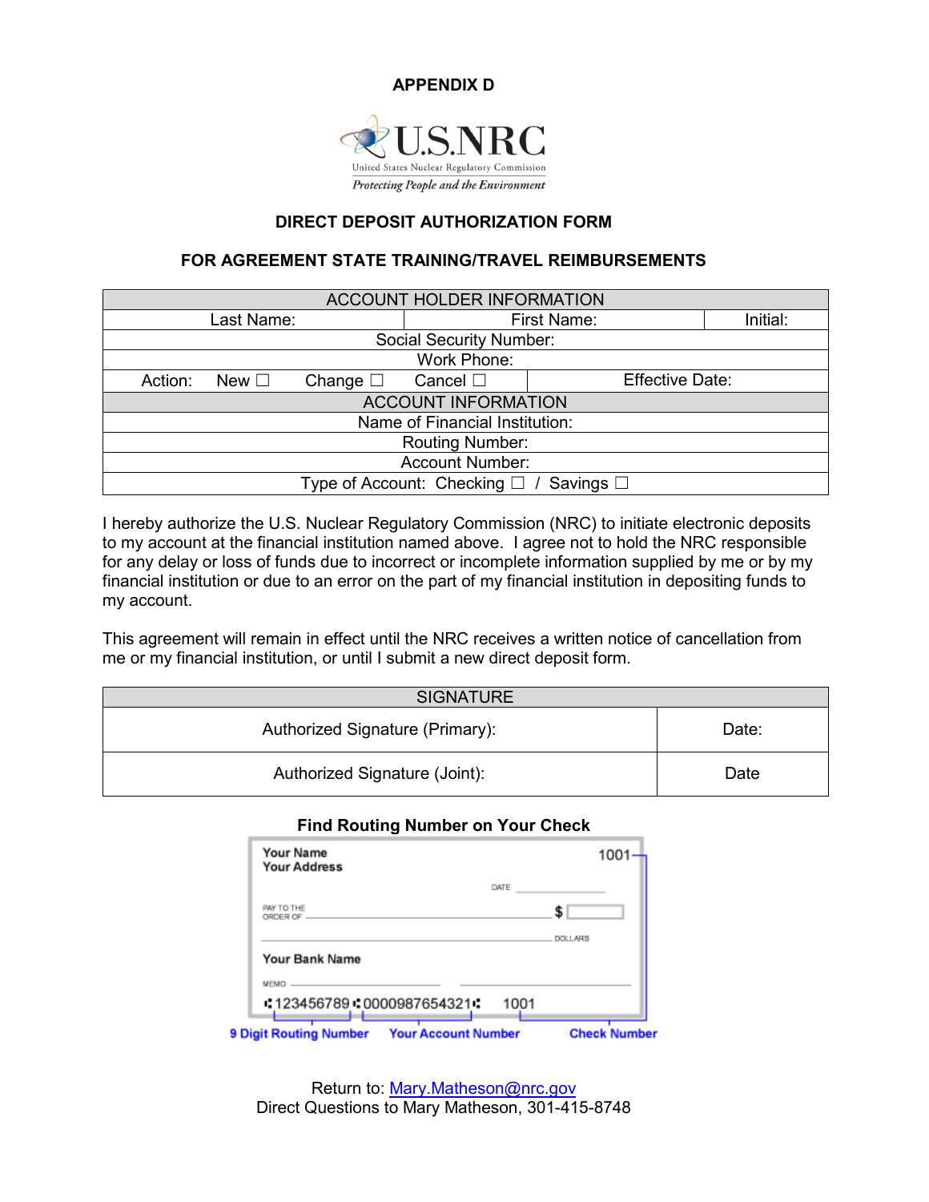# APPENDIX D

U.S.NRC
United States Nuclear Regulatory Commission
*Protecting People and the Environment*

## DIRECT DEPOSIT AUTHORIZATION FORM

## FOR AGREEMENT STATE TRAINING/TRAVEL REIMBURSEMENTS

| ACCOUNT HOLDER INFORMATION | | |
|---|---|---|
| Last Name: | First Name: | Initial: |
| Social Security Number: | | |
| Work Phone: | | |
| Action: New ☐ Change ☐ Cancel ☐ | Effective Date: | |
| ACCOUNT INFORMATION | | |
| Name of Financial Institution: | | |
| Routing Number: | | |
| Account Number: | | |
| Type of Account: Checking ☐ / Savings ☐ | | |

I hereby authorize the U.S. Nuclear Regulatory Commission (NRC) to initiate electronic deposits to my account at the financial institution named above. I agree not to hold the NRC responsible for any delay or loss of funds due to incorrect or incomplete information supplied by me or by my financial institution or due to an error on the part of my financial institution in depositing funds to my account.

This agreement will remain in effect until the NRC receives a written notice of cancellation from me or my financial institution, or until I submit a new direct deposit form.

| SIGNATURE | |
|---|---|
| Authorized Signature (Primary): | Date: |
| Authorized Signature (Joint): | Date |

**Find Routing Number on Your Check**

Your Name
Your Address
1001
DATE
PAY TO THE ORDER OF
$
DOLLARS
Your Bank Name
MEMO
⑆123456789⑆0000987654321⑈ 1001

9 Digit Routing Number
Your Account Number
Check Number

Return to: Mary.Matheson@nrc.gov
Direct Questions to Mary Matheson, 301-415-8748